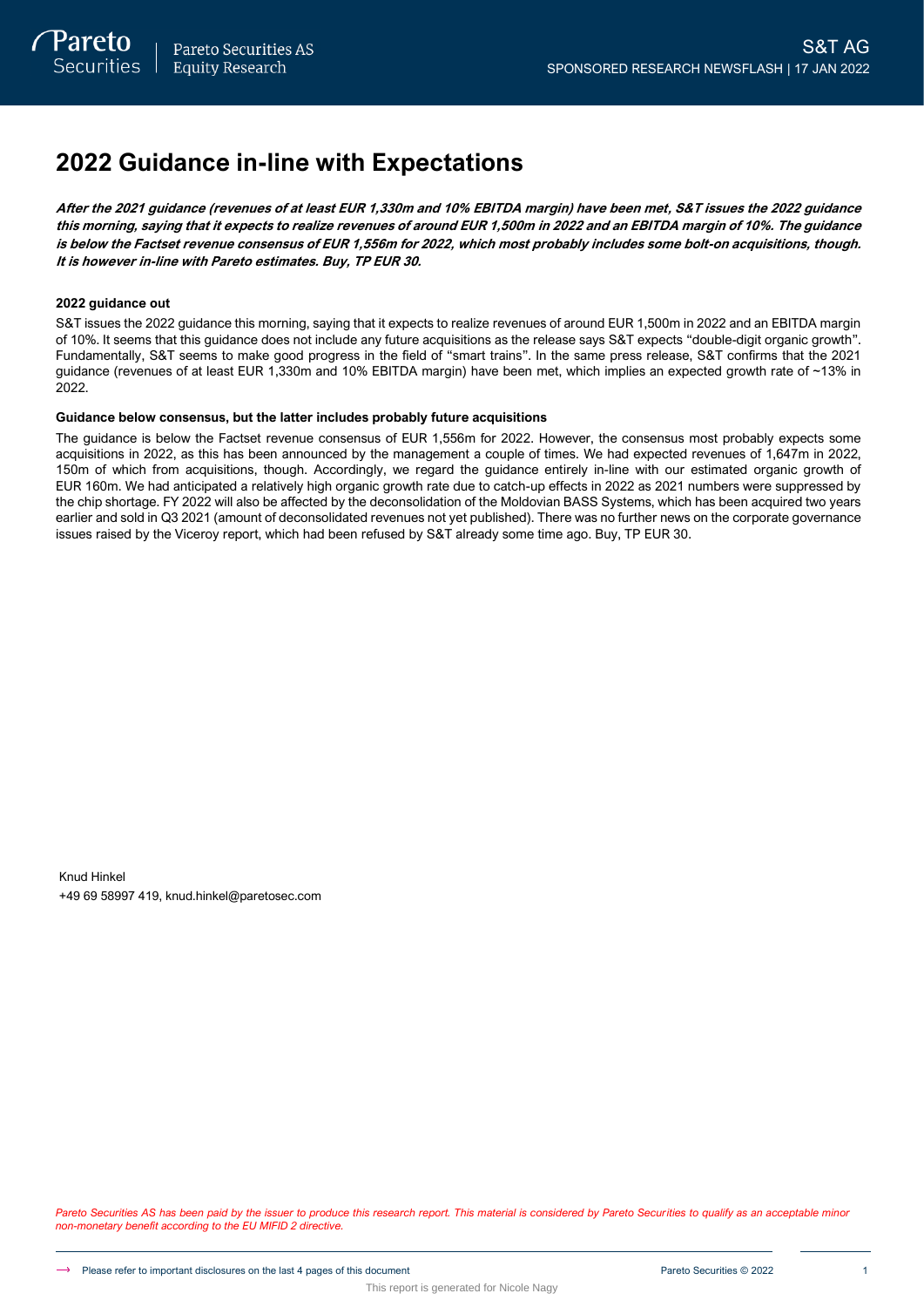# 2022 Guidance in-line with Expectations

***After the 2021 guidance (revenues of at least EUR 1,330m and 10% EBITDA margin) have been met, S&T issues the 2022 guidance this morning, saying that it expects to realize revenues of around EUR 1,500m in 2022 and an EBITDA margin of 10%. The guidance is below the Factset revenue consensus of EUR 1,556m for 2022, which most probably includes some bolt-on acquisitions, though. It is however in-line with Pareto estimates. Buy, TP EUR 30.***

**2022 guidance out**

S&T issues the 2022 guidance this morning, saying that it expects to realize revenues of around EUR 1,500m in 2022 and an EBITDA margin of 10%. It seems that this guidance does not include any future acquisitions as the release says S&T expects "double-digit organic growth". Fundamentally, S&T seems to make good progress in the field of "smart trains". In the same press release, S&T confirms that the 2021 guidance (revenues of at least EUR 1,330m and 10% EBITDA margin) have been met, which implies an expected growth rate of ~13% in 2022.

**Guidance below consensus, but the latter includes probably future acquisitions**

The guidance is below the Factset revenue consensus of EUR 1,556m for 2022. However, the consensus most probably expects some acquisitions in 2022, as this has been announced by the management a couple of times. We had expected revenues of 1,647m in 2022, 150m of which from acquisitions, though. Accordingly, we regard the guidance entirely in-line with our estimated organic growth of EUR 160m. We had anticipated a relatively high organic growth rate due to catch-up effects in 2022 as 2021 numbers were suppressed by the chip shortage. FY 2022 will also be affected by the deconsolidation of the Moldovian BASS Systems, which has been acquired two years earlier and sold in Q3 2021 (amount of deconsolidated revenues not yet published). There was no further news on the corporate governance issues raised by the Viceroy report, which had been refused by S&T already some time ago. Buy, TP EUR 30.

Knud Hinkel
+49 69 58997 419, knud.hinkel@paretosec.com

*Pareto Securities AS has been paid by the issuer to produce this research report. This material is considered by Pareto Securities to qualify as an acceptable minor non-monetary benefit according to the EU MIFID 2 directive.*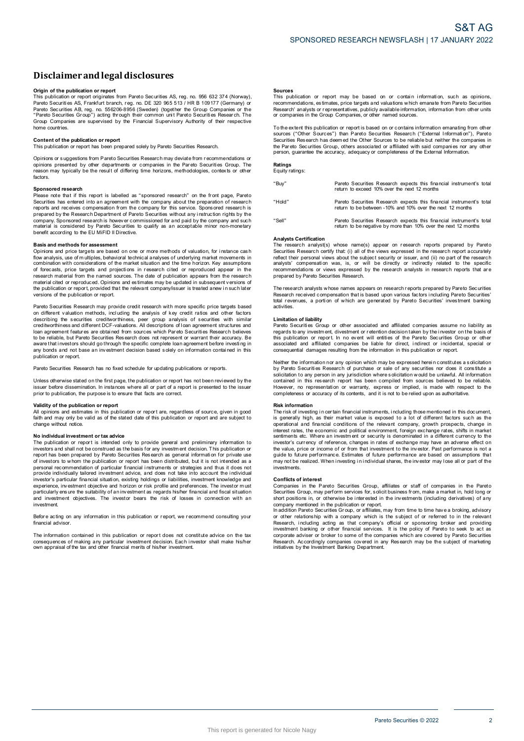# Disclaimer and legal disclosures

**Origin of the publication or report**
This publication or report originates from Pareto Securities AS, reg. no. 956 632 374 (Norway), Pareto Securities AS, Frankfurt branch, reg. no. DE 320 965 513 / HR B 109177 (Germany) or Pareto Securities AB, reg. no. 556206-8956 (Sweden) (together the Group Companies or the "Pareto Securities Group") acting through their common unit Pareto Securities Research. The Group Companies are supervised by the Financial Supervisory Authority of their respective home countries.

**Content of the publication or report**
This publication or report has been prepared solely by Pareto Securities Research.

Opinions or suggestions from Pareto Securities Research may deviate from recommendations or opinions presented by other departments or companies in the Pareto Securities Group. The reason may typically be the result of differing time horizons, methodologies, contexts or other factors.

**Sponsored research**
Please note that if this report is labelled as "sponsored research" on the front page, Pareto Securities has entered into an agreement with the company about the preparation of research reports and receives compensation from the company for this service. Sponsored research is prepared by the Research Department of Pareto Securities without any instruction rights by the company. Sponsored research is however commissioned for and paid by the company and such material is considered by Pareto Securities to qualify as an acceptable minor non-monetary benefit according to the EU MiFID II Directive.

**Basis and methods for assessment**
Opinions and price targets are based on one or more methods of valuation, for instance cash flow analysis, use of multiples, behavioral technical analyses of underlying market movements in combination with considerations of the market situation and the time horizon. Key assumptions of forecasts, price targets and projections in research cited or reproduced appear in the research material from the named sources. The date of publication appears from the research material cited or reproduced. Opinions and estimates may be updated in subsequent versions of the publication or report, provided that the relevant company/issuer is treated anew in such later versions of the publication or report.

Pareto Securities Research may provide credit research with more specific price targets based on different valuation methods, including the analysis of key credit ratios and other factors describing the securities creditworthiness, peer group analysis of securities with similar creditworthiness and different DCF-valuations. All descriptions of loan agreement structures and loan agreement features are obtained from sources which Pareto Securities Research believes to be reliable, but Pareto Securities Research does not represent or warrant their accuracy. Be aware that investors should go through the specific complete loan agreement before investing in any bonds and not base an investment decision based solely on information contained in this publication or report.

Pareto Securities Research has no fixed schedule for updating publications or reports.

Unless otherwise stated on the first page, the publication or report has not been reviewed by the issuer before dissemination. In instances where all or part of a report is presented to the issuer prior to publication, the purpose is to ensure that facts are correct.

**Validity of the publication or report**
All opinions and estimates in this publication or report are, regardless of source, given in good faith and may only be valid as of the stated date of this publication or report and are subject to change without notice.

**No individual investment or tax advice**
The publication or report is intended only to provide general and preliminary information to investors and shall not be construed as the basis for any investment decision. This publication or report has been prepared by Pareto Securities Research as general information for private use of investors to whom the publication or report has been distributed, but it is not intended as a personal recommendation of particular financial instruments or strategies and thus it does not provide individually tailored investment advice, and does not take into account the individual investor's particular financial situation, existing holdings or liabilities, investment knowledge and experience, investment objective and horizon or risk profile and preferences. The investor must particularly ensure the suitability of an investment as regards his/her financial and fiscal situation and investment objectives. The investor bears the risk of losses in connection with an investment.

Before acting on any information in this publication or report, we recommend consulting your financial advisor.

The information contained in this publication or report does not constitute advice on the tax consequences of making any particular investment decision. Each investor shall make his/her own appraisal of the tax and other financial merits of his/her investment.

**Sources**
This publication or report may be based on or contain information, such as opinions, recommendations, estimates, price targets and valuations which emanate from Pareto Securities Research' analysts or representatives, publicly available information, information from other units or companies in the Group Companies, or other named sources.

To the extent this publication or report is based on or contains information emanating from other sources ("Other Sources") than Pareto Securities Research ("External Information"), Pareto Securities Research has deemed the Other Sources to be reliable but neither the companies in the Pareto Securities Group, others associated or affiliated with said companies nor any other person, guarantee the accuracy, adequacy or completeness of the External Information.

**Ratings**
Equity ratings:

| | |
|---|---|
| "Buy" | Pareto Securities Research expects this financial instrument's total return to exceed 10% over the next 12 months |
| "Hold" | Pareto Securities Research expects this financial instrument's total return to be between -10% and 10% over the next 12 months |
| "Sell" | Pareto Securities Research expects this financial instrument's total return to be negative by more than 10% over the next 12 months |

**Analysts Certification**
The research analyst(s) whose name(s) appear on research reports prepared by Pareto Securities Research certify that: (i) all of the views expressed in the research report accurately reflect their personal views about the subject security or issuer, and (ii) no part of the research analysts' compensation was, is, or will be directly or indirectly related to the specific recommendations or views expressed by the research analysts in research reports that are prepared by Pareto Securities Research.

The research analysts whose names appears on research reports prepared by Pareto Securities Research received compensation that is based upon various factors including Pareto Securities' total revenues, a portion of which are generated by Pareto Securities' investment banking activities.

**Limitation of liability**
Pareto Securities Group or other associated and affiliated companies assume no liability as regards to any investment, divestment or retention decision taken by the investor on the basis of this publication or report. In no event will entities of the Pareto Securities Group or other associated and affiliated companies be liable for direct, indirect or incidental, special or consequential damages resulting from the information in this publication or report.

Neither the information nor any opinion which may be expressed herein constitutes a solicitation by Pareto Securities Research of purchase or sale of any securities nor does it constitute a solicitation to any person in any jurisdiction where solicitation would be unlawful. All information contained in this research report has been compiled from sources believed to be reliable. However, no representation or warranty, express or implied, is made with respect to the completeness or accuracy of its contents, and it is not to be relied upon as authoritative.

**Risk information**
The risk of investing in certain financial instruments, including those mentioned in this document, is generally high, as their market value is exposed to a lot of different factors such as the operational and financial conditions of the relevant company, growth prospects, change in interest rates, the economic and political environment, foreign exchange rates, shifts in market sentiments etc. Where an investment or security is denominated in a different currency to the investor's currency of reference, changes in rates of exchange may have an adverse effect on the value, price or income of or from that investment to the investor. Past performance is not a guide to future performance. Estimates of future performance are based on assumptions that may not be realized. When investing in individual shares, the investor may lose all or part of the investments.

**Conflicts of interest**
Companies in the Pareto Securities Group, affiliates or staff of companies in the Pareto Securities Group, may perform services for, solicit business from, make a market in, hold long or short positions in, or otherwise be interested in the investments (including derivatives) of any company mentioned in the publication or report.
In addition Pareto Securities Group, or affiliates, may from time to time have a broking, advisory or other relationship with a company which is the subject of or referred to in the relevant Research, including acting as that company's official or sponsoring broker and providing investment banking or other financial services. It is the policy of Pareto to seek to act as corporate adviser or broker to some of the companies which are covered by Pareto Securities Research. Accordingly companies covered in any Research may be the subject of marketing initiatives by the Investment Banking Department.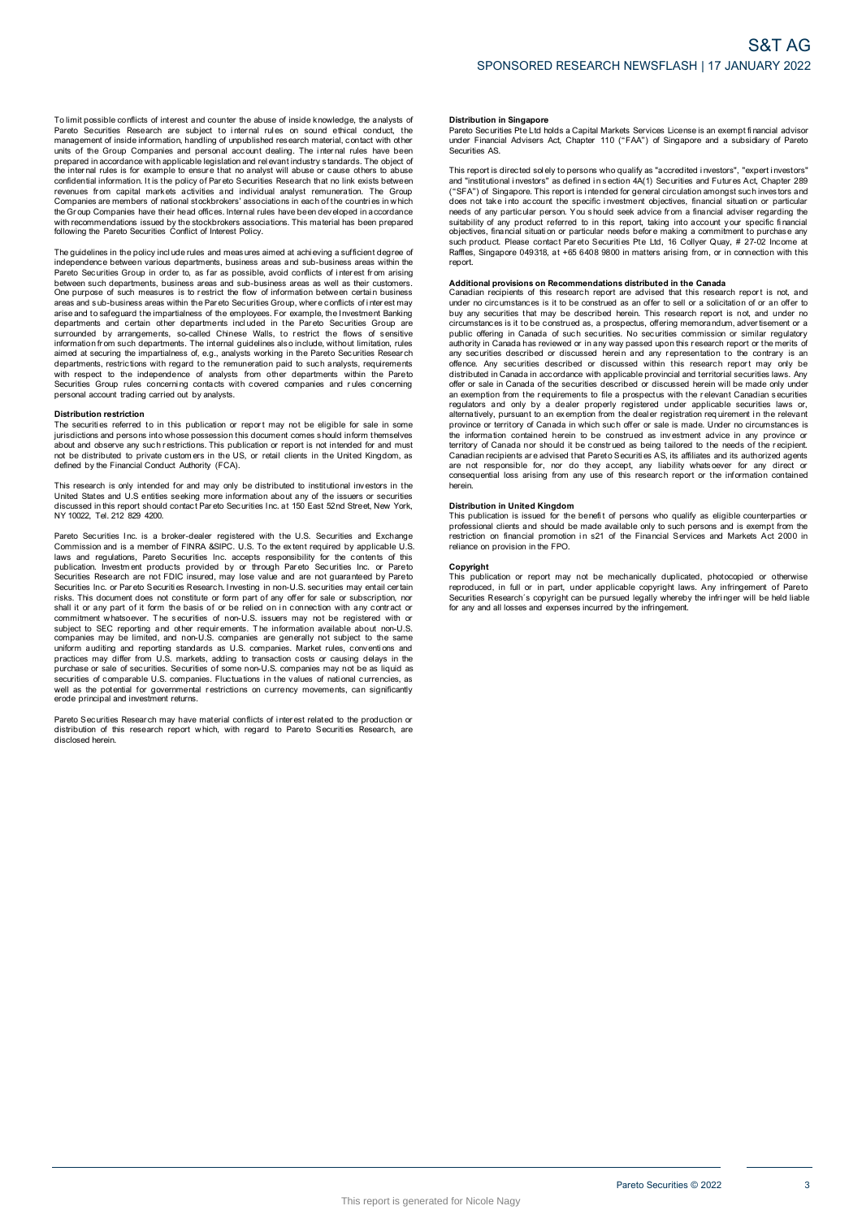To limit possible conflicts of interest and counter the abuse of inside knowledge, the analysts of Pareto Securities Research are subject to internal rules on sound ethical conduct, the management of inside information, handling of unpublished research material, contact with other units of the Group Companies and personal account dealing. The internal rules have been prepared in accordance with applicable legislation and relevant industry standards. The object of the internal rules is for example to ensure that no analyst will abuse or cause others to abuse confidential information. It is the policy of Pareto Securities Research that no link exists between revenues from capital markets activities and individual analyst remuneration. The Group Companies are members of national stockbrokers' associations in each of the countries in which the Group Companies have their head offices. Internal rules have been developed in accordance with recommendations issued by the stockbrokers associations. This material has been prepared following the Pareto Securities Conflict of Interest Policy.

The guidelines in the policy include rules and measures aimed at achieving a sufficient degree of independence between various departments, business areas and sub-business areas within the Pareto Securities Group in order to, as far as possible, avoid conflicts of interest from arising between such departments, business areas and sub-business areas as well as their customers. One purpose of such measures is to restrict the flow of information between certain business areas and sub-business areas within the Pareto Securities Group, where conflicts of interest may arise and to safeguard the impartialness of the employees. For example, the Investment Banking departments and certain other departments included in the Pareto Securities Group are surrounded by arrangements, so-called Chinese Walls, to restrict the flows of sensitive information from such departments. The internal guidelines also include, without limitation, rules aimed at securing the impartialness of, e.g., analysts working in the Pareto Securities Research departments, restrictions with regard to the remuneration paid to such analysts, requirements with respect to the independence of analysts from other departments within the Pareto Securities Group rules concerning contacts with covered companies and rules concerning personal account trading carried out by analysts.

**Distribution restriction**

The securities referred to in this publication or report may not be eligible for sale in some jurisdictions and persons into whose possession this document comes should inform themselves about and observe any such restrictions. This publication or report is not intended for and must not be distributed to private customers in the US, or retail clients in the United Kingdom, as defined by the Financial Conduct Authority (FCA).

This research is only intended for and may only be distributed to institutional investors in the United States and U.S entities seeking more information about any of the issuers or securities discussed in this report should contact Pareto Securities Inc. at 150 East 52nd Street, New York, NY 10022, Tel. 212 829 4200.

Pareto Securities Inc. is a broker-dealer registered with the U.S. Securities and Exchange Commission and is a member of FINRA &SIPC. U.S. To the extent required by applicable U.S. laws and regulations, Pareto Securities Inc. accepts responsibility for the contents of this publication. Investment products provided by or through Pareto Securities Inc. or Pareto Securities Research are not FDIC insured, may lose value and are not guaranteed by Pareto Securities Inc. or Pareto Securities Research. Investing in non-U.S. securities may entail certain risks. This document does not constitute or form part of any offer for sale or subscription, nor shall it or any part of it form the basis of or be relied on in connection with any contract or commitment whatsoever. The securities of non-U.S. issuers may not be registered with or subject to SEC reporting and other requirements. The information available about non-U.S. companies may be limited, and non-U.S. companies are generally not subject to the same uniform auditing and reporting standards as U.S. companies. Market rules, conventions and practices may differ from U.S. markets, adding to transaction costs or causing delays in the purchase or sale of securities. Securities of some non-U.S. companies may not be as liquid as securities of comparable U.S. companies. Fluctuations in the values of national currencies, as well as the potential for governmental restrictions on currency movements, can significantly erode principal and investment returns.

Pareto Securities Research may have material conflicts of interest related to the production or distribution of this research report which, with regard to Pareto Securities Research, are disclosed herein.

**Distribution in Singapore**

Pareto Securities Pte Ltd holds a Capital Markets Services License is an exempt financial advisor under Financial Advisers Act, Chapter 110 ("FAA") of Singapore and a subsidiary of Pareto Securities AS.

This report is directed solely to persons who qualify as "accredited investors", "expert investors" and "institutional investors" as defined in section 4A(1) Securities and Futures Act, Chapter 289 ("SFA") of Singapore. This report is intended for general circulation amongst such investors and does not take into account the specific investment objectives, financial situation or particular needs of any particular person. You should seek advice from a financial adviser regarding the suitability of any product referred to in this report, taking into account your specific financial objectives, financial situation or particular needs before making a commitment to purchase any such product. Please contact Pareto Securities Pte Ltd, 16 Collyer Quay, # 27-02 Income at Raffles, Singapore 049318, at +65 6408 9800 in matters arising from, or in connection with this report.

**Additional provisions on Recommendations distributed in the Canada**

Canadian recipients of this research report are advised that this research report is not, and under no circumstances is it to be construed as an offer to sell or a solicitation of or an offer to buy any securities that may be described herein. This research report is not, and under no circumstances is it to be construed as, a prospectus, offering memorandum, advertisement or a public offering in Canada of such securities. No securities commission or similar regulatory authority in Canada has reviewed or in any way passed upon this research report or the merits of any securities described or discussed herein and any representation to the contrary is an offence. Any securities described or discussed within this research report may only be distributed in Canada in accordance with applicable provincial and territorial securities laws. Any offer or sale in Canada of the securities described or discussed herein will be made only under an exemption from the requirements to file a prospectus with the relevant Canadian securities regulators and only by a dealer properly registered under applicable securities laws or, alternatively, pursuant to an exemption from the dealer registration requirement in the relevant province or territory of Canada in which such offer or sale is made. Under no circumstances is the information contained herein to be construed as investment advice in any province or territory of Canada nor should it be construed as being tailored to the needs of the recipient. Canadian recipients are advised that Pareto Securities AS, its affiliates and its authorized agents are not responsible for, nor do they accept, any liability whatsoever for any direct or consequential loss arising from any use of this research report or the information contained herein.

**Distribution in United Kingdom**

This publication is issued for the benefit of persons who qualify as eligible counterparties or professional clients and should be made available only to such persons and is exempt from the restriction on financial promotion in s21 of the Financial Services and Markets Act 2000 in reliance on provision in the FPO.

**Copyright**

This publication or report may not be mechanically duplicated, photocopied or otherwise reproduced, in full or in part, under applicable copyright laws. Any infringement of Pareto Securities Research´s copyright can be pursued legally whereby the infringer will be held liable for any and all losses and expenses incurred by the infringement.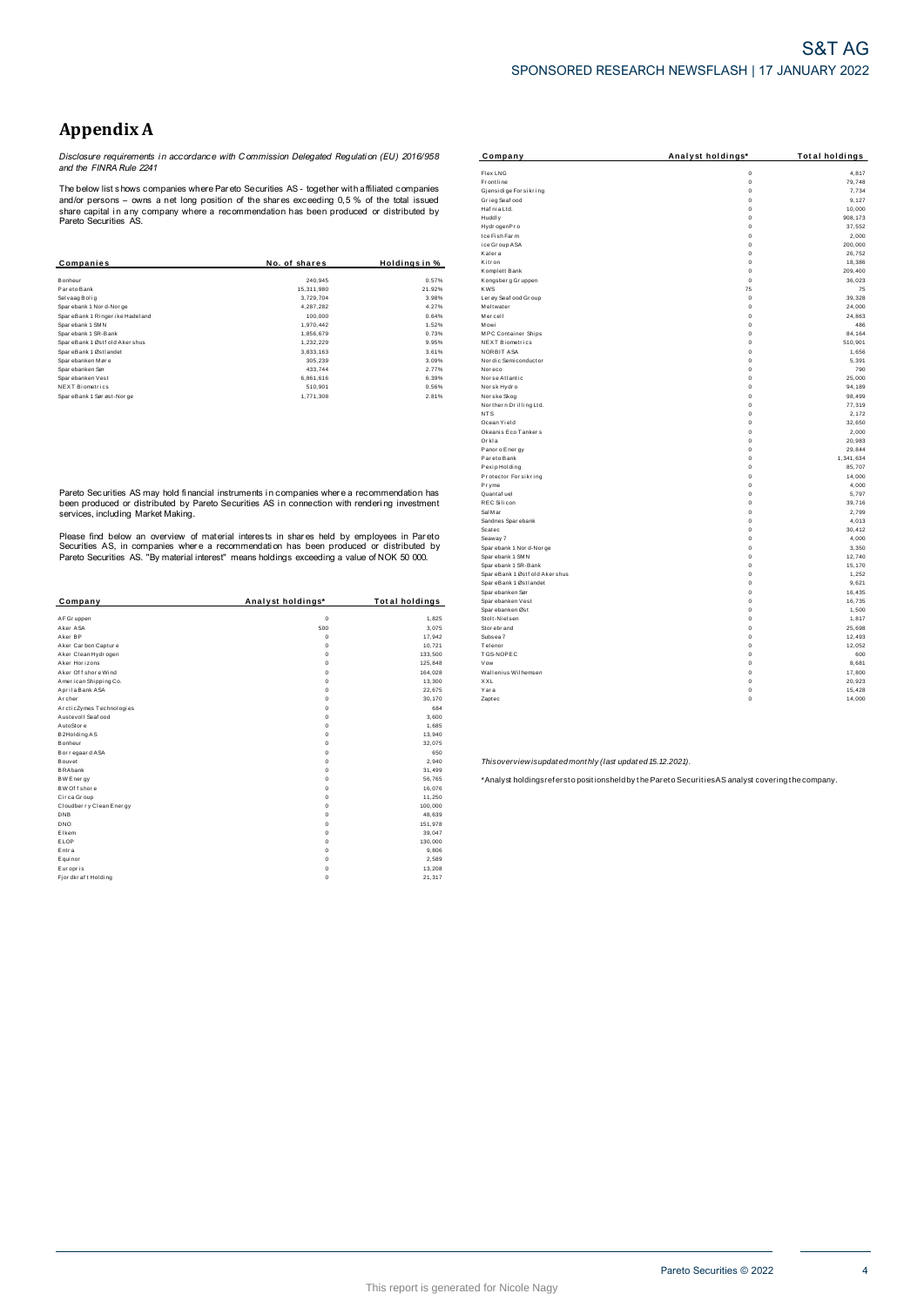# Appendix A

*Disclosure requirements in accordance with Commission Delegated Regulation (EU) 2016/958 and the FINRA Rule 2241*

The below list shows companies where Pareto Securities AS - together with affiliated companies and/or persons – owns a net long position of the shares exceeding 0,5 % of the total issued share capital in any company where a recommendation has been produced or distributed by Pareto Securities AS.

| Companies | No. of shares | Holdings in % |
|---|---|---|
| Bonheur | 240,945 | 0.57% |
| Pareto Bank | 15,311,980 | 21.92% |
| Selvaag Bolig | 3,729,704 | 3.98% |
| Sparebank 1 Nord-Norge | 4,287,282 | 4.27% |
| SpareBank 1 Ringerike Hadeland | 100,000 | 0.64% |
| Sparebank 1 SMN | 1,970,442 | 1.52% |
| Sparebank 1 SR-Bank | 1,856,679 | 0.73% |
| SpareBank 1 Østfold Akershus | 1,232,229 | 9.95% |
| SpareBank 1 Østlandet | 3,833,163 | 3.61% |
| Sparebanken Møre | 305,239 | 3.09% |
| Sparebanken Sør | 433,744 | 2.77% |
| Sparebanken Vest | 6,861,616 | 6.39% |
| NEXT Biometrics | 510,901 | 0.56% |
| SpareBank 1 Sørøst-Norge | 1,771,308 | 2.81% |

Pareto Securities AS may hold financial instruments in companies where a recommendation has been produced or distributed by Pareto Securities AS in connection with rendering investment services, including Market Making.

Please find below an overview of material interests in shares held by employees in Pareto Securities AS, in companies where a recommendation has been produced or distributed by Pareto Securities AS. "By material interest" means holdings exceeding a value of NOK 50 000.

| Company | Analyst holdings* | Total holdings |
|---|---|---|
| AF Gruppen | 0 | 1,825 |
| Aker ASA | 500 | 3,075 |
| Aker BP | 0 | 17,942 |
| Aker Carbon Capture | 0 | 10,721 |
| Aker Clean Hydrogen | 0 | 133,500 |
| Aker Horizons | 0 | 125,848 |
| Aker Offshore Wind | 0 | 164,028 |
| American Shipping Co. | 0 | 13,300 |
| Aprila Bank ASA | 0 | 22,675 |
| Archer | 0 | 30,170 |
| ArcticZymes Technologies | 0 | 684 |
| Austevoll Seafood | 0 | 3,600 |
| AutoStore | 0 | 1,685 |
| B2Holding AS | 0 | 13,940 |
| Bonheur | 0 | 32,075 |
| Borregaard ASA | 0 | 650 |
| Bouvet | 0 | 2,940 |
| BRAbank | 0 | 31,499 |
| BW Energy | 0 | 56,765 |
| BW Offshore | 0 | 16,076 |
| Circa Group | 0 | 11,250 |
| Cloudberry Clean Energy | 0 | 100,000 |
| DNB | 0 | 48,639 |
| DNO | 0 | 151,978 |
| Elkem | 0 | 39,047 |
| ELOP | 0 | 130,000 |
| Entra | 0 | 9,806 |
| Equinor | 0 | 2,589 |
| Europris | 0 | 13,208 |
| Fjordkraft Holding | 0 | 21,317 |
| Flex LNG | 0 | 4,817 |
| Frontline | 0 | 79,748 |
| Gjensidige Forsikring | 0 | 7,734 |
| Grieg Seafood | 0 | 9,127 |
| Hafnia Ltd. | 0 | 10,000 |
| Huddly | 0 | 908,173 |
| HydrogenPro | 0 | 37,552 |
| Ice Fish Farm | 0 | 2,000 |
| ice Group ASA | 0 | 200,000 |
| Kalera | 0 | 26,752 |
| Kitron | 0 | 18,386 |
| Komplett Bank | 0 | 209,400 |
| Kongsberg Gruppen | 0 | 36,023 |
| KWS | 75 | 75 |
| Lerøy Seafood Group | 0 | 39,328 |
| Meltwater | 0 | 24,000 |
| Mercell | 0 | 24,863 |
| Mowi | 0 | 486 |
| MPC Container Ships | 0 | 84,164 |
| NEXT Biometrics | 0 | 510,901 |
| NORBIT ASA | 0 | 1,656 |
| Nordic Semiconductor | 0 | 5,391 |
| Noreco | 0 | 790 |
| Norse Atlantic | 0 | 25,000 |
| Norsk Hydro | 0 | 94,189 |
| Norske Skog | 0 | 98,499 |
| Northern Drilling Ltd. | 0 | 77,319 |
| NTS | 0 | 2,172 |
| Ocean Yield | 0 | 32,650 |
| Okeanis Eco Tankers | 0 | 2,000 |
| Orkla | 0 | 20,983 |
| Panoro Energy | 0 | 29,844 |
| Pareto Bank | 0 | 1,341,634 |
| Pexip Holding | 0 | 85,707 |
| Protector Forsikring | 0 | 14,000 |
| Pryme | 0 | 4,000 |
| Quantafuel | 0 | 5,797 |
| REC Silicon | 0 | 39,716 |
| SalMar | 0 | 2,799 |
| Sandnes Sparebank | 0 | 4,013 |
| Scatec | 0 | 30,412 |
| Seaway 7 | 0 | 4,000 |
| Sparebank 1 Nord-Norge | 0 | 3,350 |
| Sparebank 1 SMN | 0 | 12,740 |
| Sparebank 1 SR-Bank | 0 | 15,170 |
| SpareBank 1 Østfold Akershus | 0 | 1,252 |
| SpareBank 1 Østlandet | 0 | 9,621 |
| Sparebanken Sør | 0 | 16,435 |
| Sparebanken Vest | 0 | 16,735 |
| Sparebanken Øst | 0 | 1,500 |
| Stolt-Nielsen | 0 | 1,817 |
| Storebrand | 0 | 25,698 |
| Subsea 7 | 0 | 12,493 |
| Telenor | 0 | 12,052 |
| TGS-NOPEC | 0 | 600 |
| Vow | 0 | 8,681 |
| Wallenius Wilhemsen | 0 | 17,800 |
| XXL | 0 | 20,923 |
| Yara | 0 | 15,428 |
| Zaptec | 0 | 14,000 |

*This overview is updated monthly (last updated 15.12.2021).*

*Analyst holdings refers to positions held by the Pareto Securities AS analyst covering the company.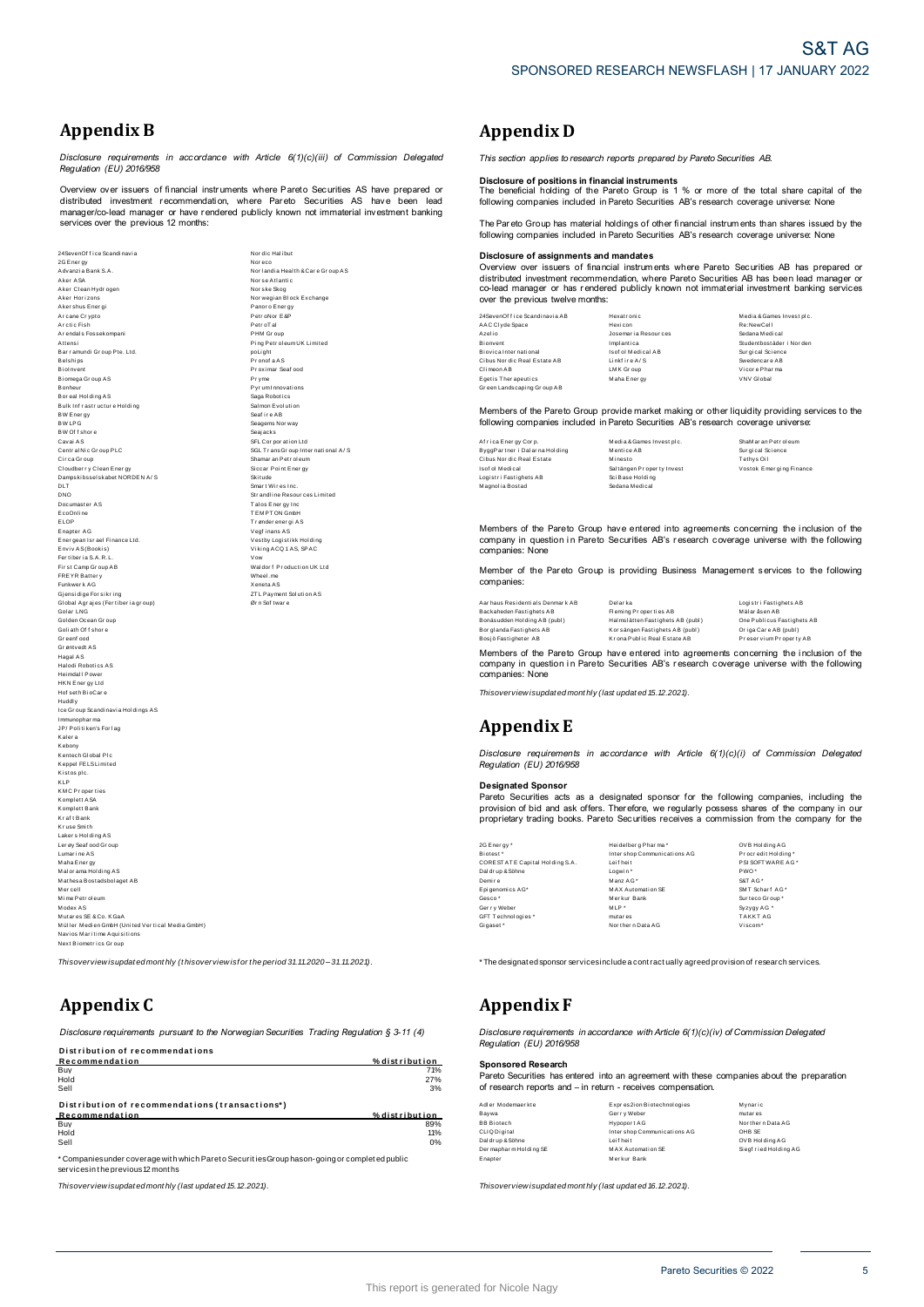## Appendix B

*Disclosure requirements in accordance with Article 6(1)(c)(iii) of Commission Delegated Regulation (EU) 2016/958*

Overview over issuers of financial instruments where Pareto Securities AS have prepared or distributed investment recommendation, where Pareto Securities AS have been lead manager/co-lead manager or have rendered publicly known not immaterial investment banking services over the previous 12 months:

| | |
|---|---|
| 24SevenOffice Scandinavia | Nordic Halibut |
| 2G Energy | Noreco |
| Advanzia Bank S.A. | Norlandia Health & Care Group AS |
| Aker ASA | Norse Atlantic |
| Aker Clean Hydrogen | Norske Skog |
| Aker Horizons | Norwegian Block Exchange |
| Akershus Energi | Panoro Energy |
| Arcane Crypto | PetroNor E&P |
| Arctic Fish | PetroTal |
| Arendals Fossekompani | PHM Group |
| Attensi | Ping Petroleum UK Limited |
| Barramundi Group Pte. Ltd. | poLight |
| Belships | Pronofa AS |
| BioInvent | Proximar Seafood |
| Biomega Group AS | Pryme |
| Bonheur | PyrumInnovations |
| Boreal Holding AS | Saga Robotics |
| Bulk Infrastructure Holding | Salmon Evolution |
| BW Energy | Seafire AB |
| BW LPG | Seagems Norway |
| BW Offshore | Seajacks |
| Cavai AS | SFL Corporation Ltd |
| CentralNic Group PLC | SGL TransGroup International A/S |
| Circa Group | Shamaran Petroleum |
| Cloudberry Clean Energy | Siccar Point Energy |
| Dampskibsselskabet NORDEN A/S | Skitude |
| DLT | Smart Wires Inc. |
| DNO | Strandline Resources Limited |
| Documaster AS | Talos Energy Inc |
| EcoOnline | TEMPTON GmbH |
| ELOP | Trønderenergi AS |
| Enapter AG | Vegfinans AS |
| Energean Israel Finance Ltd. | Vestby Logistikk Holding |
| Enviv AS (Bookis) | Viking ACQ 1 AS, SPAC |
| Fertiberia S.A.R.L. | Vow |
| First Camp Group AB | Waldorf Production UK Ltd |
| FREYR Battery | Wheel.me |
| Funkwerk AG | Xeneta AS |
| Gjensidige Forsikring | ZTL Payment Solution AS |
| Global Agrajes (Fertiberia group) | Ørn Software |
| Golar LNG | |
| Golden Ocean Group | |
| Goliath Offshore | |
| Greenfood | |
| Grøntvedt AS | |
| Hagal AS | |
| Halodi Robotics AS | |
| Heimdall Power | |
| HKN Energy Ltd | |
| Hofseth BioCare | |
| Huddly | |
| Ice Group Scandinavia Holdings AS | |
| Immunopharma | |
| JP/ Politiken's Forlag | |
| Kalera | |
| Kebony | |
| Kentech Global Plc | |
| Keppel FELS Limited | |
| Kistos plc. | |
| KLP | |
| KMC Properties | |
| Komplett ASA | |
| Komplett Bank | |
| Kraft Bank | |
| Kruse Smith | |
| Lakers Holding AS | |
| Lerøy Seafood Group | |
| Lumarine AS | |
| Maha Energy | |
| Malorama Holding AS | |
| Mathesa Bostadsbolaget AB | |
| Mercell | |
| Mime Petroleum | |
| Modex AS | |
| Mutares SE & Co. KGaA | |
| Müller Medien GmbH (United Vertical Media GmbH) | |
| Navios Maritime Aquisitions | |
| Next Biometrics Group | |

*This overview is updated monthly (this overview is for the period 31.11.2020 – 31.11.2021).*

## Appendix C

*Disclosure requirements pursuant to the Norwegian Securities Trading Regulation § 3-11 (4)*

**Distribution of recommendations**

| Recommendation | % distribution |
|---|---|
| Buy | 71% |
| Hold | 27% |
| Sell | 3% |

**Distribution of recommendations (transactions*)**

| Recommendation | % distribution |
|---|---|
| Buy | 89% |
| Hold | 11% |
| Sell | 0% |

\* Companies under coverage with which Pareto Securities Group has on-going or completed public services in the previous 12 months

*This overview is updated monthly (last updated 15.12.2021).*

## Appendix D

*This section applies to research reports prepared by Pareto Securities AB.*

**Disclosure of positions in financial instruments**

The beneficial holding of the Pareto Group is 1 % or more of the total share capital of the following companies included in Pareto Securities AB's research coverage universe: None

The Pareto Group has material holdings of other financial instruments than shares issued by the following companies included in Pareto Securities AB's research coverage universe: None

**Disclosure of assignments and mandates**

Overview over issuers of financial instruments where Pareto Securities AB has prepared or distributed investment recommendation, where Pareto Securities AB has been lead manager or co-lead manager or has rendered publicly known not immaterial investment banking services over the previous twelve months:

| | | |
|---|---|---|
| 24SevenOffice Scandinavia AB | Hexatronic | Media & Games Invest plc. |
| AAC Clyde Space | Hexicon | Re:NewCell |
| Azelio | Josemaria Resources | Sedana Medical |
| Bionvent | Implantica | Studentbostäder i Norden |
| Biovica International | Isofol Medical AB | Surgical Science |
| Cibus Nordic Real Estate AB | Linkfire A/S | Swedencare AB |
| Climeon AB | LMK Group | Vicore Pharma |
| Egetis Therapeutics | Maha Energy | VNV Global |
| Green Landscaping Group AB | | |

Members of the Pareto Group provide market making or other liquidity providing services to the following companies included in Pareto Securities AB's research coverage universe:

| | | |
|---|---|---|
| Africa Energy Corp. | Media & Games Invest plc. | ShaMaran Petroleum |
| ByggPartner i Dalarna Holding | Mentice AB | Surgical Science |
| Cibus Nordic Real Estate | Minesto | Tethys Oil |
| Isofol Medical | Saltängen Property Invest | Vostok Emerging Finance |
| Logistri Fastighets AB | SciBase Holding | |
| Magnolia Bostad | Sedana Medical | |

Members of the Pareto Group have entered into agreements concerning the inclusion of the company in question in Pareto Securities AB's research coverage universe with the following companies: None

Member of the Pareto Group is providing Business Management services to the following companies:

| | | |
|---|---|---|
| Aarhus Residentials Denmark AB | Delarka | Logistri Fastighets AB |
| Backaheden Fastighets AB | Fleming Properties AB | Mälaråsen AB |
| Bonäsudden Holding AB (publ) | Halmslätten Fastighets AB (publ) | One Publicus Fastighets AB |
| Borglanda Fastighets AB | Korsängen Fastighets AB (publ) | Origa Care AB (publ) |
| Bosjö Fastigheter AB | Krona Public Real Estate AB | Preservium Property AB |

Members of the Pareto Group have entered into agreements concerning the inclusion of the company in question in Pareto Securities AB's research coverage universe with the following companies: None

*This overview is updated monthly (last updated 15.12.2021).*

## Appendix E

*Disclosure requirements in accordance with Article 6(1)(c)(i) of Commission Delegated Regulation (EU) 2016/958*

**Designated Sponsor**

Pareto Securities acts as a designated sponsor for the following companies, including the provision of bid and ask offers. Therefore, we regularly possess shares of the company in our proprietary trading books. Pareto Securities receives a commission from the company for the

| | | |
|---|---|---|
| 2G Energy * | Heidelberg Pharma * | OVB Holding AG |
| Biotest * | Intershop Communications AG | Procredit Holding * |
| CORESTATE Capital Holding S.A. | Leifheit | PSI SOFTWARE AG * |
| Daldrup & Söhne | Logwin * | PWO * |
| Demire | Manz AG * | S&T AG * |
| Epigenomics AG* | MAX Automation SE | SMT Scharf AG * |
| Gesco * | Merkur Bank | Surteco Group * |
| Gerry Weber | MLP * | Syzygy AG * |
| GFT Technologies * | mutares | TAKKT AG |
| Gigaset * | Northern Data AG | Viscom * |

\* The designated sponsor services include a contractually agreed provision of research services.

## Appendix F

*Disclosure requirements in accordance with Article 6(1)(c)(iv) of Commission Delegated Regulation (EU) 2016/958*

**Sponsored Research**

Pareto Securities has entered into an agreement with these companies about the preparation of research reports and – in return - receives compensation.

| | | |
|---|---|---|
| Adler Modemaerkte | Expres2ion Biotechnologies | Mynaric |
| Baywa | Gerry Weber | mutares |
| BB Biotech | Hypoport AG | Northern Data AG |
| CLIQ Digital | Intershop Communications AG | OHB SE |
| Daldrup & Söhne | Leifheit | OVB Holding AG |
| Dermapharm Holding SE | MAX Automation SE | Siegfried Holding AG |
| Enapter | Merkur Bank | |

*This overview is updated monthly (last updated 16.12.2021).*